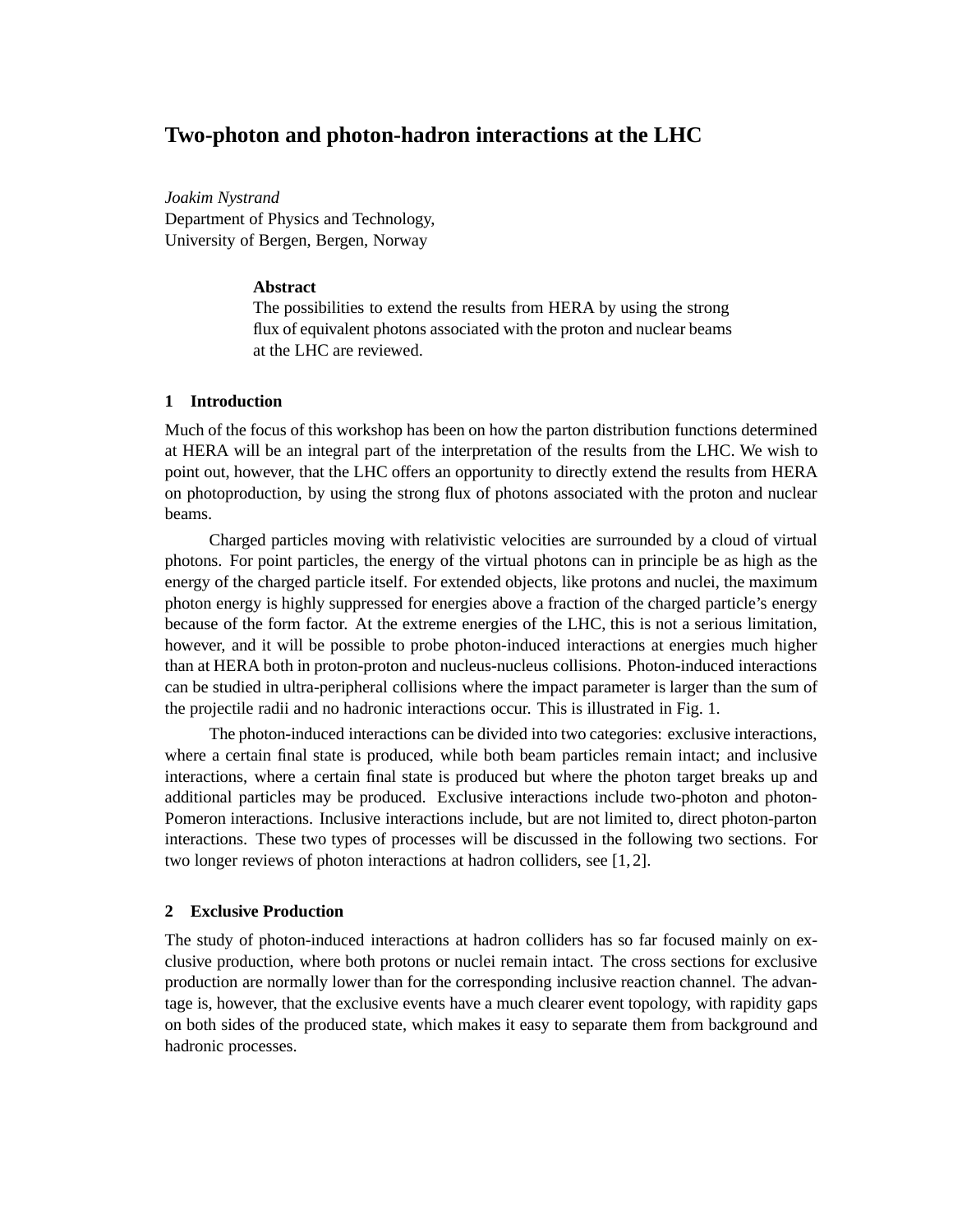# Two-photon and photon-hadron interactions at the LHC

*Joakim Nystrand*
Department of Physics and Technology,
University of Bergen, Bergen, Norway

**Abstract**

The possibilities to extend the results from HERA by using the strong flux of equivalent photons associated with the proton and nuclear beams at the LHC are reviewed.

## 1 Introduction

Much of the focus of this workshop has been on how the parton distribution functions determined at HERA will be an integral part of the interpretation of the results from the LHC. We wish to point out, however, that the LHC offers an opportunity to directly extend the results from HERA on photoproduction, by using the strong flux of photons associated with the proton and nuclear beams.

Charged particles moving with relativistic velocities are surrounded by a cloud of virtual photons. For point particles, the energy of the virtual photons can in principle be as high as the energy of the charged particle itself. For extended objects, like protons and nuclei, the maximum photon energy is highly suppressed for energies above a fraction of the charged particle's energy because of the form factor. At the extreme energies of the LHC, this is not a serious limitation, however, and it will be possible to probe photon-induced interactions at energies much higher than at HERA both in proton-proton and nucleus-nucleus collisions. Photon-induced interactions can be studied in ultra-peripheral collisions where the impact parameter is larger than the sum of the projectile radii and no hadronic interactions occur. This is illustrated in Fig. 1.

The photon-induced interactions can be divided into two categories: exclusive interactions, where a certain final state is produced, while both beam particles remain intact; and inclusive interactions, where a certain final state is produced but where the photon target breaks up and additional particles may be produced. Exclusive interactions include two-photon and photon-Pomeron interactions. Inclusive interactions include, but are not limited to, direct photon-parton interactions. These two types of processes will be discussed in the following two sections. For two longer reviews of photon interactions at hadron colliders, see [1, 2].

## 2 Exclusive Production

The study of photon-induced interactions at hadron colliders has so far focused mainly on exclusive production, where both protons or nuclei remain intact. The cross sections for exclusive production are normally lower than for the corresponding inclusive reaction channel. The advantage is, however, that the exclusive events have a much clearer event topology, with rapidity gaps on both sides of the produced state, which makes it easy to separate them from background and hadronic processes.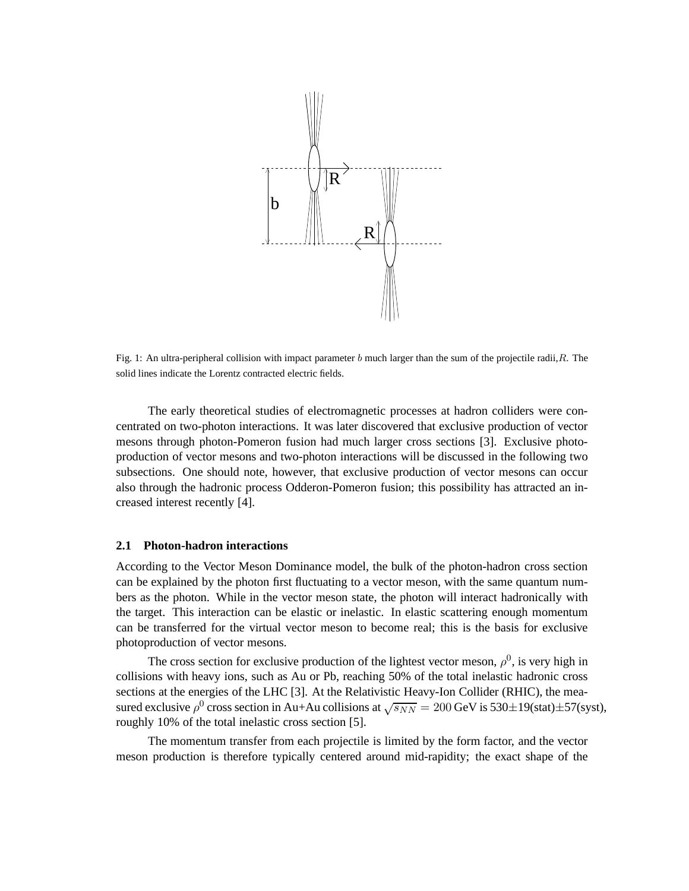Fig. 1: An ultra-peripheral collision with impact parameter $b$ much larger than the sum of the projectile radii, $R$. The solid lines indicate the Lorentz contracted electric fields.

The early theoretical studies of electromagnetic processes at hadron colliders were concentrated on two-photon interactions. It was later discovered that exclusive production of vector mesons through photon-Pomeron fusion had much larger cross sections [3]. Exclusive photoproduction of vector mesons and two-photon interactions will be discussed in the following two subsections. One should note, however, that exclusive production of vector mesons can occur also through the hadronic process Odderon-Pomeron fusion; this possibility has attracted an increased interest recently [4].

### 2.1 Photon-hadron interactions

According to the Vector Meson Dominance model, the bulk of the photon-hadron cross section can be explained by the photon first fluctuating to a vector meson, with the same quantum numbers as the photon. While in the vector meson state, the photon will interact hadronically with the target. This interaction can be elastic or inelastic. In elastic scattering enough momentum can be transferred for the virtual vector meson to become real; this is the basis for exclusive photoproduction of vector mesons.

The cross section for exclusive production of the lightest vector meson, $\rho^0$, is very high in collisions with heavy ions, such as Au or Pb, reaching 50% of the total inelastic hadronic cross sections at the energies of the LHC [3]. At the Relativistic Heavy-Ion Collider (RHIC), the measured exclusive $\rho^0$ cross section in Au+Au collisions at $\sqrt{s_{NN}} = 200$ GeV is 530±19(stat)±57(syst), roughly 10% of the total inelastic cross section [5].

The momentum transfer from each projectile is limited by the form factor, and the vector meson production is therefore typically centered around mid-rapidity; the exact shape of the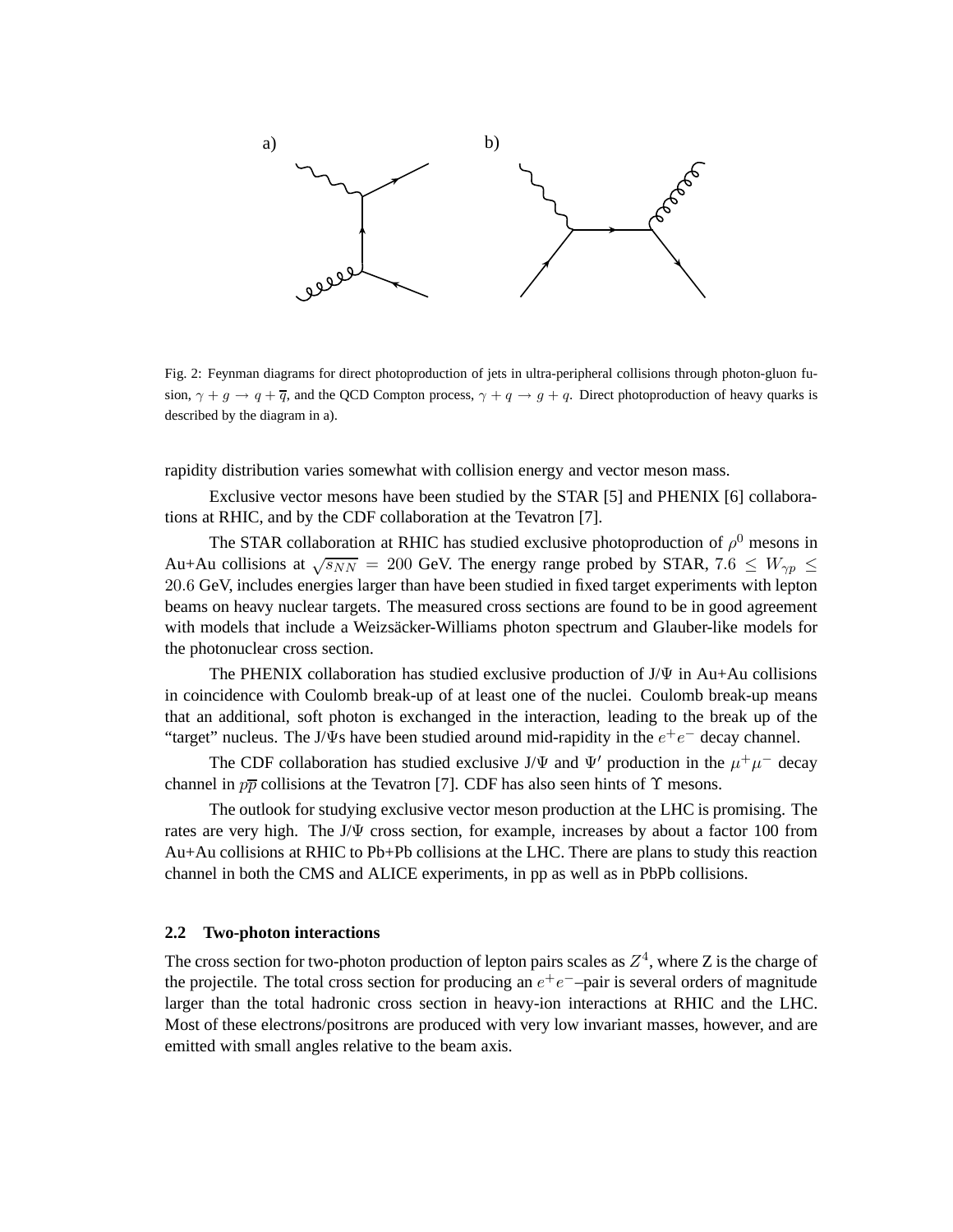a) b)

Fig. 2: Feynman diagrams for direct photoproduction of jets in ultra-peripheral collisions through photon-gluon fusion, $\gamma + g \rightarrow q + \overline{q}$, and the QCD Compton process, $\gamma + q \rightarrow g + q$. Direct photoproduction of heavy quarks is described by the diagram in a).

rapidity distribution varies somewhat with collision energy and vector meson mass.

Exclusive vector mesons have been studied by the STAR [5] and PHENIX [6] collaborations at RHIC, and by the CDF collaboration at the Tevatron [7].

The STAR collaboration at RHIC has studied exclusive photoproduction of $\rho^0$ mesons in Au+Au collisions at $\sqrt{s_{NN}} = 200$ GeV. The energy range probed by STAR, $7.6 \leq W_{\gamma p} \leq 20.6$ GeV, includes energies larger than have been studied in fixed target experiments with lepton beams on heavy nuclear targets. The measured cross sections are found to be in good agreement with models that include a Weizsäcker-Williams photon spectrum and Glauber-like models for the photonuclear cross section.

The PHENIX collaboration has studied exclusive production of J/$\Psi$ in Au+Au collisions in coincidence with Coulomb break-up of at least one of the nuclei. Coulomb break-up means that an additional, soft photon is exchanged in the interaction, leading to the break up of the "target" nucleus. The J/$\Psi$s have been studied around mid-rapidity in the $e^+e^-$ decay channel.

The CDF collaboration has studied exclusive J/$\Psi$ and $\Psi'$ production in the $\mu^+\mu^-$ decay channel in $p\overline{p}$ collisions at the Tevatron [7]. CDF has also seen hints of $\Upsilon$ mesons.

The outlook for studying exclusive vector meson production at the LHC is promising. The rates are very high. The J/$\Psi$ cross section, for example, increases by about a factor 100 from Au+Au collisions at RHIC to Pb+Pb collisions at the LHC. There are plans to study this reaction channel in both the CMS and ALICE experiments, in pp as well as in PbPb collisions.

### 2.2 Two-photon interactions

The cross section for two-photon production of lepton pairs scales as $Z^4$, where Z is the charge of the projectile. The total cross section for producing an $e^+e^-$–pair is several orders of magnitude larger than the total hadronic cross section in heavy-ion interactions at RHIC and the LHC. Most of these electrons/positrons are produced with very low invariant masses, however, and are emitted with small angles relative to the beam axis.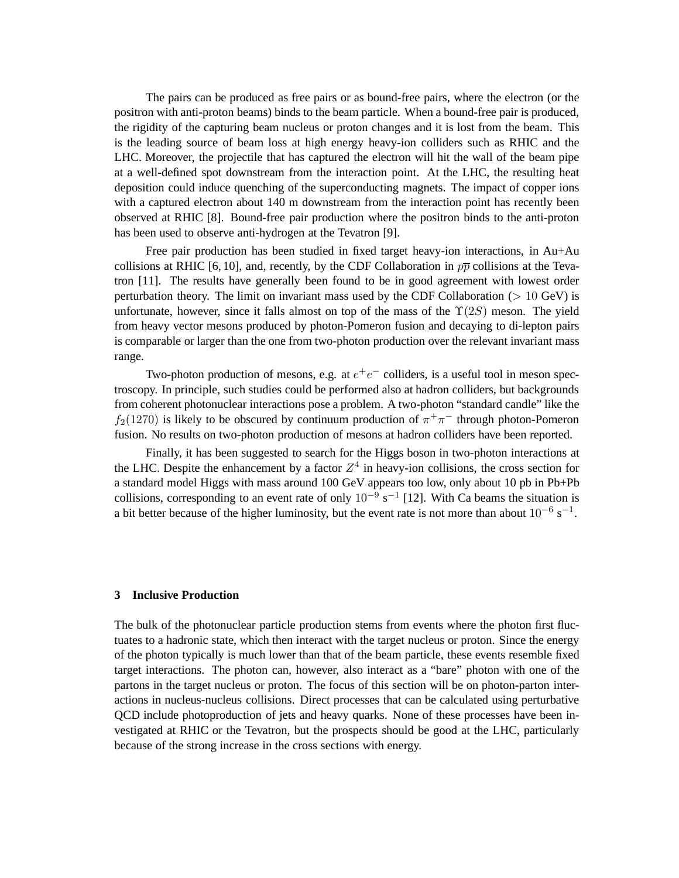The pairs can be produced as free pairs or as bound-free pairs, where the electron (or the positron with anti-proton beams) binds to the beam particle. When a bound-free pair is produced, the rigidity of the capturing beam nucleus or proton changes and it is lost from the beam. This is the leading source of beam loss at high energy heavy-ion colliders such as RHIC and the LHC. Moreover, the projectile that has captured the electron will hit the wall of the beam pipe at a well-defined spot downstream from the interaction point. At the LHC, the resulting heat deposition could induce quenching of the superconducting magnets. The impact of copper ions with a captured electron about 140 m downstream from the interaction point has recently been observed at RHIC [8]. Bound-free pair production where the positron binds to the anti-proton has been used to observe anti-hydrogen at the Tevatron [9].

Free pair production has been studied in fixed target heavy-ion interactions, in Au+Au collisions at RHIC [6, 10], and, recently, by the CDF Collaboration in $p\overline{p}$ collisions at the Tevatron [11]. The results have generally been found to be in good agreement with lowest order perturbation theory. The limit on invariant mass used by the CDF Collaboration ($> 10$ GeV) is unfortunate, however, since it falls almost on top of the mass of the $\Upsilon(2S)$ meson. The yield from heavy vector mesons produced by photon-Pomeron fusion and decaying to di-lepton pairs is comparable or larger than the one from two-photon production over the relevant invariant mass range.

Two-photon production of mesons, e.g. at $e^+e^-$ colliders, is a useful tool in meson spectroscopy. In principle, such studies could be performed also at hadron colliders, but backgrounds from coherent photonuclear interactions pose a problem. A two-photon "standard candle" like the $f_2(1270)$ is likely to be obscured by continuum production of $\pi^+\pi^-$ through photon-Pomeron fusion. No results on two-photon production of mesons at hadron colliders have been reported.

Finally, it has been suggested to search for the Higgs boson in two-photon interactions at the LHC. Despite the enhancement by a factor $Z^4$ in heavy-ion collisions, the cross section for a standard model Higgs with mass around 100 GeV appears too low, only about 10 pb in Pb+Pb collisions, corresponding to an event rate of only $10^{-9}$ s$^{-1}$ [12]. With Ca beams the situation is a bit better because of the higher luminosity, but the event rate is not more than about $10^{-6}$ s$^{-1}$.

## 3 Inclusive Production

The bulk of the photonuclear particle production stems from events where the photon first fluctuates to a hadronic state, which then interact with the target nucleus or proton. Since the energy of the photon typically is much lower than that of the beam particle, these events resemble fixed target interactions. The photon can, however, also interact as a "bare" photon with one of the partons in the target nucleus or proton. The focus of this section will be on photon-parton interactions in nucleus-nucleus collisions. Direct processes that can be calculated using perturbative QCD include photoproduction of jets and heavy quarks. None of these processes have been investigated at RHIC or the Tevatron, but the prospects should be good at the LHC, particularly because of the strong increase in the cross sections with energy.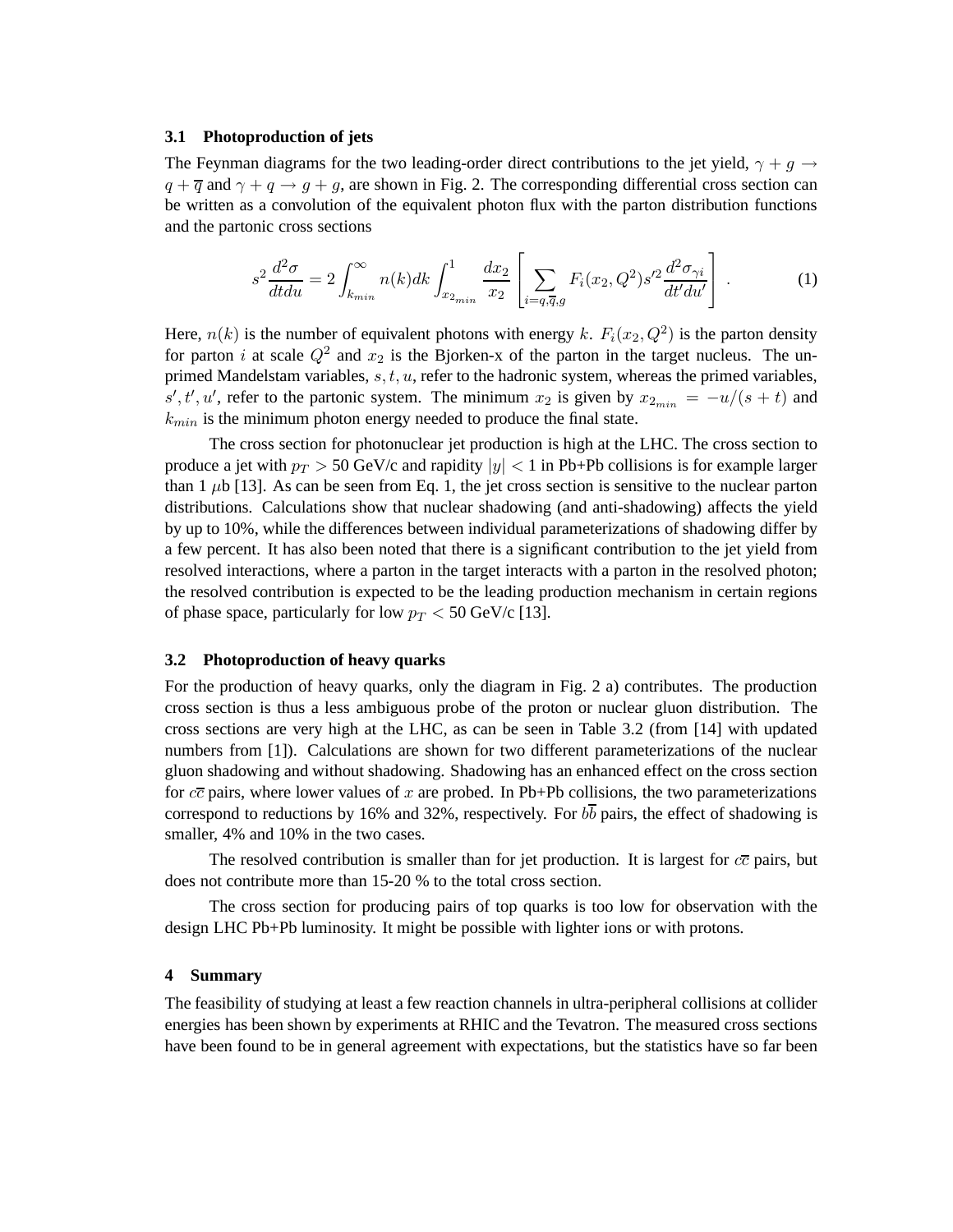### 3.1 Photoproduction of jets

The Feynman diagrams for the two leading-order direct contributions to the jet yield, $\gamma + g \rightarrow q + \overline{q}$ and $\gamma + q \rightarrow g + g$, are shown in Fig. 2. The corresponding differential cross section can be written as a convolution of the equivalent photon flux with the parton distribution functions and the partonic cross sections

$$s^2 \frac{d^2\sigma}{dt du} = 2 \int_{k_{min}}^{\infty} n(k) dk \int_{x_{2_{min}}}^{1} \frac{dx_2}{x_2} \left[ \sum_{i=q,\overline{q},g} F_i(x_2, Q^2) s'^2 \frac{d^2\sigma_{\gamma i}}{dt' du'} \right] . \tag{1}$$

Here, $n(k)$ is the number of equivalent photons with energy $k$. $F_i(x_2, Q^2)$ is the parton density for parton $i$ at scale $Q^2$ and $x_2$ is the Bjorken-x of the parton in the target nucleus. The unprimed Mandelstam variables, $s, t, u$, refer to the hadronic system, whereas the primed variables, $s', t', u'$, refer to the partonic system. The minimum $x_2$ is given by $x_{2_{min}} = -u/(s+t)$ and $k_{min}$ is the minimum photon energy needed to produce the final state.

The cross section for photonuclear jet production is high at the LHC. The cross section to produce a jet with $p_T > 50$ GeV/c and rapidity $|y| < 1$ in Pb+Pb collisions is for example larger than 1 $\mu$b [13]. As can be seen from Eq. 1, the jet cross section is sensitive to the nuclear parton distributions. Calculations show that nuclear shadowing (and anti-shadowing) affects the yield by up to 10%, while the differences between individual parameterizations of shadowing differ by a few percent. It has also been noted that there is a significant contribution to the jet yield from resolved interactions, where a parton in the target interacts with a parton in the resolved photon; the resolved contribution is expected to be the leading production mechanism in certain regions of phase space, particularly for low $p_T < 50$ GeV/c [13].

### 3.2 Photoproduction of heavy quarks

For the production of heavy quarks, only the diagram in Fig. 2 a) contributes. The production cross section is thus a less ambiguous probe of the proton or nuclear gluon distribution. The cross sections are very high at the LHC, as can be seen in Table 3.2 (from [14] with updated numbers from [1]). Calculations are shown for two different parameterizations of the nuclear gluon shadowing and without shadowing. Shadowing has an enhanced effect on the cross section for $c\overline{c}$ pairs, where lower values of $x$ are probed. In Pb+Pb collisions, the two parameterizations correspond to reductions by 16% and 32%, respectively. For $b\overline{b}$ pairs, the effect of shadowing is smaller, 4% and 10% in the two cases.

The resolved contribution is smaller than for jet production. It is largest for $c\overline{c}$ pairs, but does not contribute more than 15-20 % to the total cross section.

The cross section for producing pairs of top quarks is too low for observation with the design LHC Pb+Pb luminosity. It might be possible with lighter ions or with protons.

## 4 Summary

The feasibility of studying at least a few reaction channels in ultra-peripheral collisions at collider energies has been shown by experiments at RHIC and the Tevatron. The measured cross sections have been found to be in general agreement with expectations, but the statistics have so far been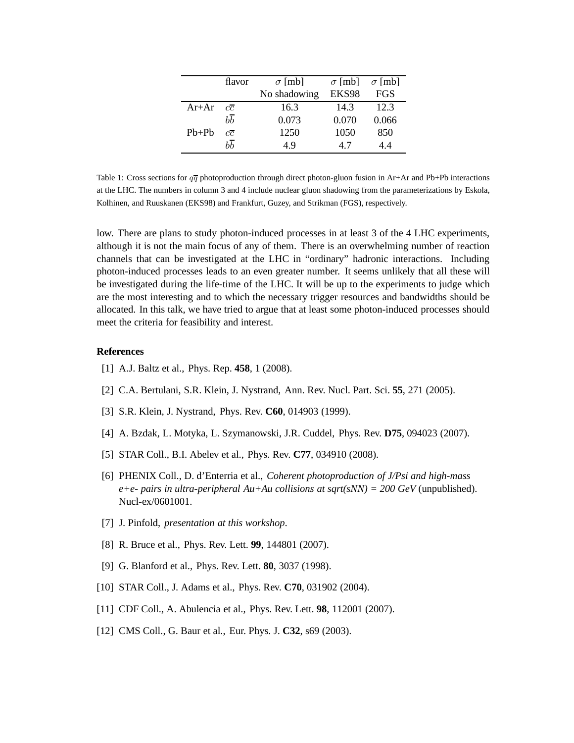| | flavor | $\sigma$ [mb] | $\sigma$ [mb] | $\sigma$ [mb] |
|---|---|---|---|---|
| | | No shadowing | EKS98 | FGS |
| Ar+Ar | $c\overline{c}$ | 16.3 | 14.3 | 12.3 |
| | $b\overline{b}$ | 0.073 | 0.070 | 0.066 |
| Pb+Pb | $c\overline{c}$ | 1250 | 1050 | 850 |
| | $b\overline{b}$ | 4.9 | 4.7 | 4.4 |

Table 1: Cross sections for $q\overline{q}$ photoproduction through direct photon-gluon fusion in Ar+Ar and Pb+Pb interactions at the LHC. The numbers in column 3 and 4 include nuclear gluon shadowing from the parameterizations by Eskola, Kolhinen, and Ruuskanen (EKS98) and Frankfurt, Guzey, and Strikman (FGS), respectively.

low. There are plans to study photon-induced processes in at least 3 of the 4 LHC experiments, although it is not the main focus of any of them. There is an overwhelming number of reaction channels that can be investigated at the LHC in "ordinary" hadronic interactions. Including photon-induced processes leads to an even greater number. It seems unlikely that all these will be investigated during the life-time of the LHC. It will be up to the experiments to judge which are the most interesting and to which the necessary trigger resources and bandwidths should be allocated. In this talk, we have tried to argue that at least some photon-induced processes should meet the criteria for feasibility and interest.

**References**

[1] A.J. Baltz et al., Phys. Rep. **458**, 1 (2008).

[2] C.A. Bertulani, S.R. Klein, J. Nystrand, Ann. Rev. Nucl. Part. Sci. **55**, 271 (2005).

[3] S.R. Klein, J. Nystrand, Phys. Rev. **C60**, 014903 (1999).

[4] A. Bzdak, L. Motyka, L. Szymanowski, J.R. Cuddel, Phys. Rev. **D75**, 094023 (2007).

[5] STAR Coll., B.I. Abelev et al., Phys. Rev. **C77**, 034910 (2008).

[6] PHENIX Coll., D. d'Enterria et al., *Coherent photoproduction of J/Psi and high-mass e+e- pairs in ultra-peripheral Au+Au collisions at sqrt(sNN) = 200 GeV* (unpublished). Nucl-ex/0601001.

[7] J. Pinfold, *presentation at this workshop*.

[8] R. Bruce et al., Phys. Rev. Lett. **99**, 144801 (2007).

[9] G. Blanford et al., Phys. Rev. Lett. **80**, 3037 (1998).

[10] STAR Coll., J. Adams et al., Phys. Rev. **C70**, 031902 (2004).

[11] CDF Coll., A. Abulencia et al., Phys. Rev. Lett. **98**, 112001 (2007).

[12] CMS Coll., G. Baur et al., Eur. Phys. J. **C32**, s69 (2003).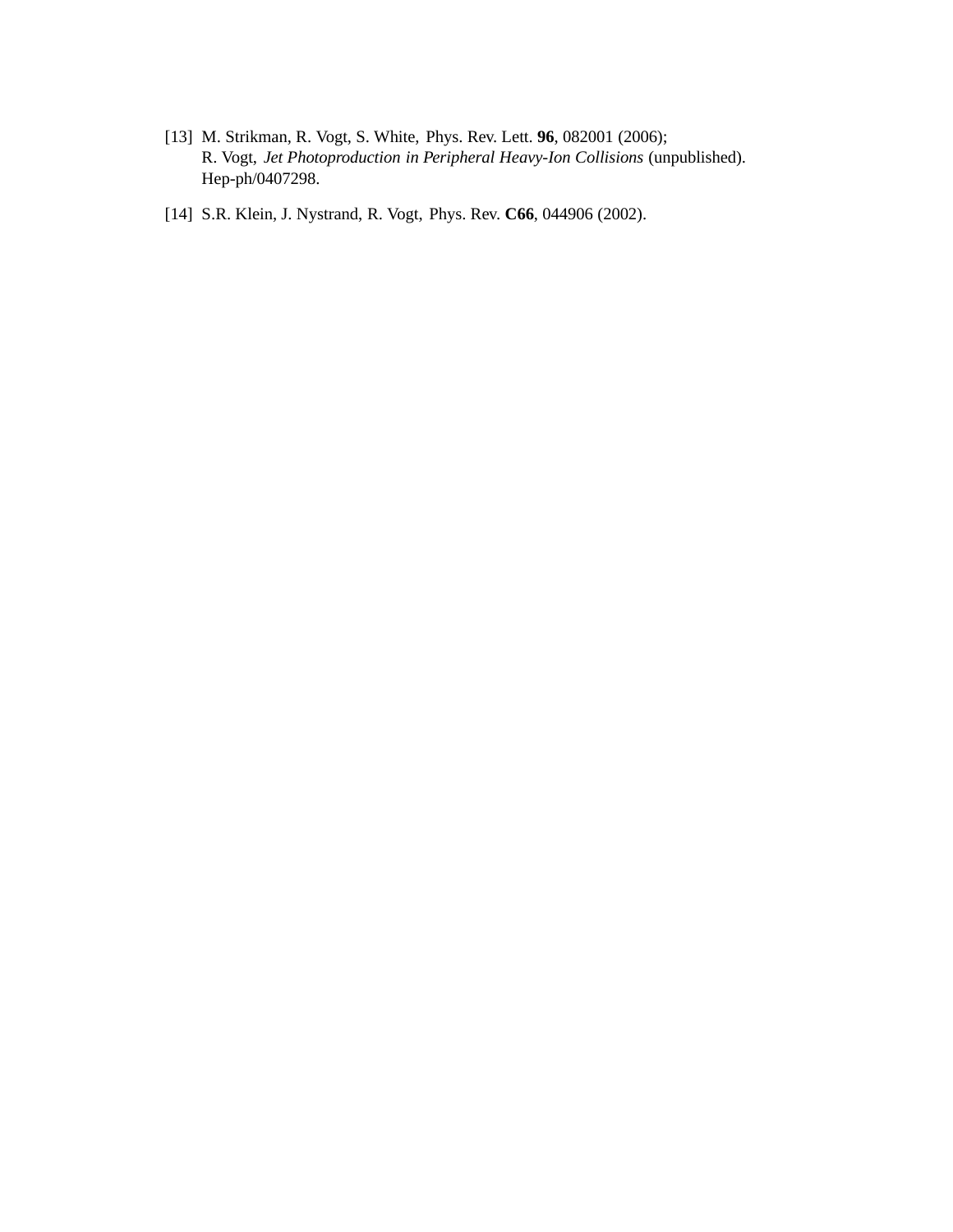[13] M. Strikman, R. Vogt, S. White, Phys. Rev. Lett. **96**, 082001 (2006);
R. Vogt, *Jet Photoproduction in Peripheral Heavy-Ion Collisions* (unpublished). Hep-ph/0407298.

[14] S.R. Klein, J. Nystrand, R. Vogt, Phys. Rev. **C66**, 044906 (2002).